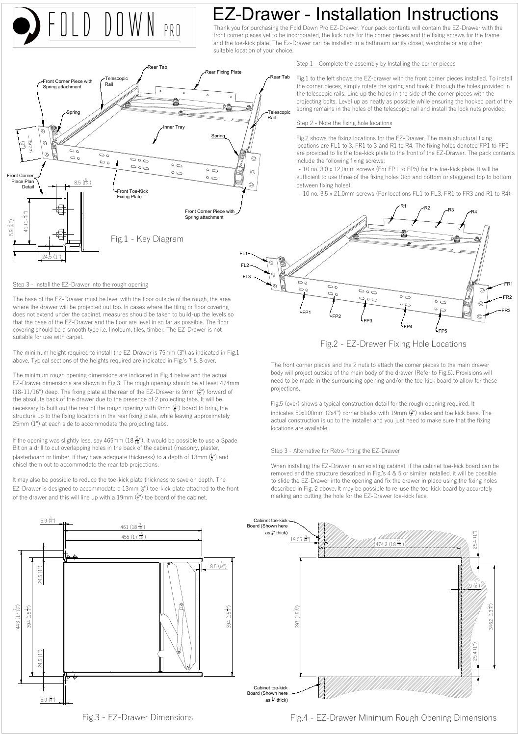# EZ-Drawer - Installation Instructions

Thank you for purchasing the Fold Down Pro EZ-Drawer. Your pack contents will contain the EZ-Drawer with the front corner pieces yet to be incorporated, the lock nuts for the corner pieces and the fixing screws for the frame and the toe-kick plate. The Ez-Drawer can be installed in a bathroom vanity closet, wardrobe or any other suitable location of your choice.

Rear Tab
Rear Fixing Plate
Rear Tab
Front Corner Piece with Spring attachment
Telescopic Rail
Spring
Inner Tray
Telescopic Rail
Spring
~75mm (3")
Front Corner Piece Plan Detail
8.5 (5/16")
41 (1-5/8")
5.9 (1/4")
24.5 (1")
Front Toe-Kick Fixing Plate
Front Corner Piece with Spring attachment

Fig.1 - Key Diagram

## Step 1 - Complete the assembly by Installing the corner pieces

Fig.1 to the left shows the EZ-drawer with the front corner pieces installed. To install the corner pieces, simply rotate the spring and hook it through the holes provided in the telescopic rails. Line up the holes in the side of the corner pieces with the projecting bolts. Level up as neatly as possible while ensuring the hooked part of the spring remains in the holes of the telescopic rail and install the lock nuts provided.

## Step 2 - Note the fixing hole locations

Fig.2 shows the fixing locations for the EZ-Drawer. The main structural fixing locations are FL1 to 3, FR1 to 3 and R1 to R4. The fixing holes denoted FP1 to FP5 are provided to fix the toe-kick plate to the front of the EZ-Drawer. The pack contents include the following fixing screws;

- 10 no. 3,0 x 12,0mm screws (For FP1 to FP5) for the toe-kick plate. It will be sufficient to use three of the fixing holes (top and bottom or staggered top to bottom between fixing holes).
- 10 no. 3,5 x 21,0mm screws (For locations FL1 to FL3, FR1 to FR3 and R1 to R4).

R1
R2
R3
R4
FL1
FL2
FL3
FR1
FR2
FR3
FP1
FP2
FP3
FP4
FP5

Fig.2 - EZ-Drawer Fixing Hole Locations

## Step 3 - Install the EZ-Drawer into the rough opening

The base of the EZ-Drawer must be level with the floor outside of the rough, the area where the drawer will be projected out too. In cases where the tiling or floor covering does not extend under the cabinet, measures should be taken to build-up the levels so that the base of the EZ-Drawer and the floor are level in so far as possible. The floor covering should be a smooth type i.e. linoleum, tiles, timber. The EZ-Drawer is not suitable for use with carpet.

The minimum height required to install the EZ-Drawer is 75mm (3") as indicated in Fig.1 above. Typical sections of the heights required are indicated in Fig.'s 7 & 8 over.

The minimum rough opening dimensions are indicated in Fig.4 below and the actual EZ-Drawer dimensions are shown in Fig.3. The rough opening should be at least 474mm (18-11/16") deep. The fixing plate at the rear of the EZ-Drawer is 9mm (3/8") forward of the absolute back of the drawer due to the presence of 2 projecting tabs. It will be necessary to built out the rear of the rough opening with 9mm (3/8") board to bring the structure up to the fixing locations in the rear fixing plate, while leaving approximately 25mm (1") at each side to accommodate the projecting tabs.

If the opening was slightly less, say 465mm (18 5/16"), it would be possible to use a Spade Bit on a drill to cut overlapping holes in the back of the cabinet (masonry, plaster, plasterboard or timber, if they have adequate thickness) to a depth of 13mm (1/2") and chisel them out to accommodate the rear tab projections.

It may also be possible to reduce the toe-kick plate thickness to save on depth. The EZ-Drawer is designed to accommodate a 13mm (1/2") toe-kick plate attached to the front of the drawer and this will line up with a 19mm (3/4") toe board of the cabinet.

The front corner pieces and the 2 nuts to attach the corner pieces to the main drawer body will project outside of the main body of the drawer (Refer to Fig.6). Provisions will need to be made in the surrounding opening and/or the toe-kick board to allow for these projections.

Fig.5 (over) shows a typical construction detail for the rough opening required. It indicates 50x100mm (2x4") corner blocks with 19mm (3/4") sides and toe kick base. The actual construction is up to the installer and you just need to make sure that the fixing locations are available.

## Step 3 - Alternative for Retro-fitting the EZ-Drawer

When installing the EZ-Drawer in an existing cabinet, if the cabinet toe-kick board can be removed and the structure described in Fig.'s 4 & 5 or similar installed, it will be possible to slide the EZ-Drawer into the opening and fix the drawer in place using the fixing holes described in Fig. 2 above. It may be possible to re-use the toe-kick board by accurately marking and cutting the hole for the EZ-Drawer toe-kick face.

5.9 (1/4")
461 (18 3/16")
455 (17 15/16")
8.5 (5/16")
24.5 (1")
443 (17 7/16")
394 (15 1/2")
394 (15 1/2")
24.5 (1")
5.9 (1/4")

Fig.3 - EZ-Drawer Dimensions

Cabinet toe-kick Board (Shown here as 3/4" thick)
19.05 (3/4")
474.2 (18 11/16")
25.4 (1")
9 (3/8")
397 (15 5/8")
346.2 (13 5/8")
25.4 (1")
Cabinet toe-kick Board (Shown here as 3/4" thick)

Fig.4 - EZ-Drawer Minimum Rough Opening Dimensions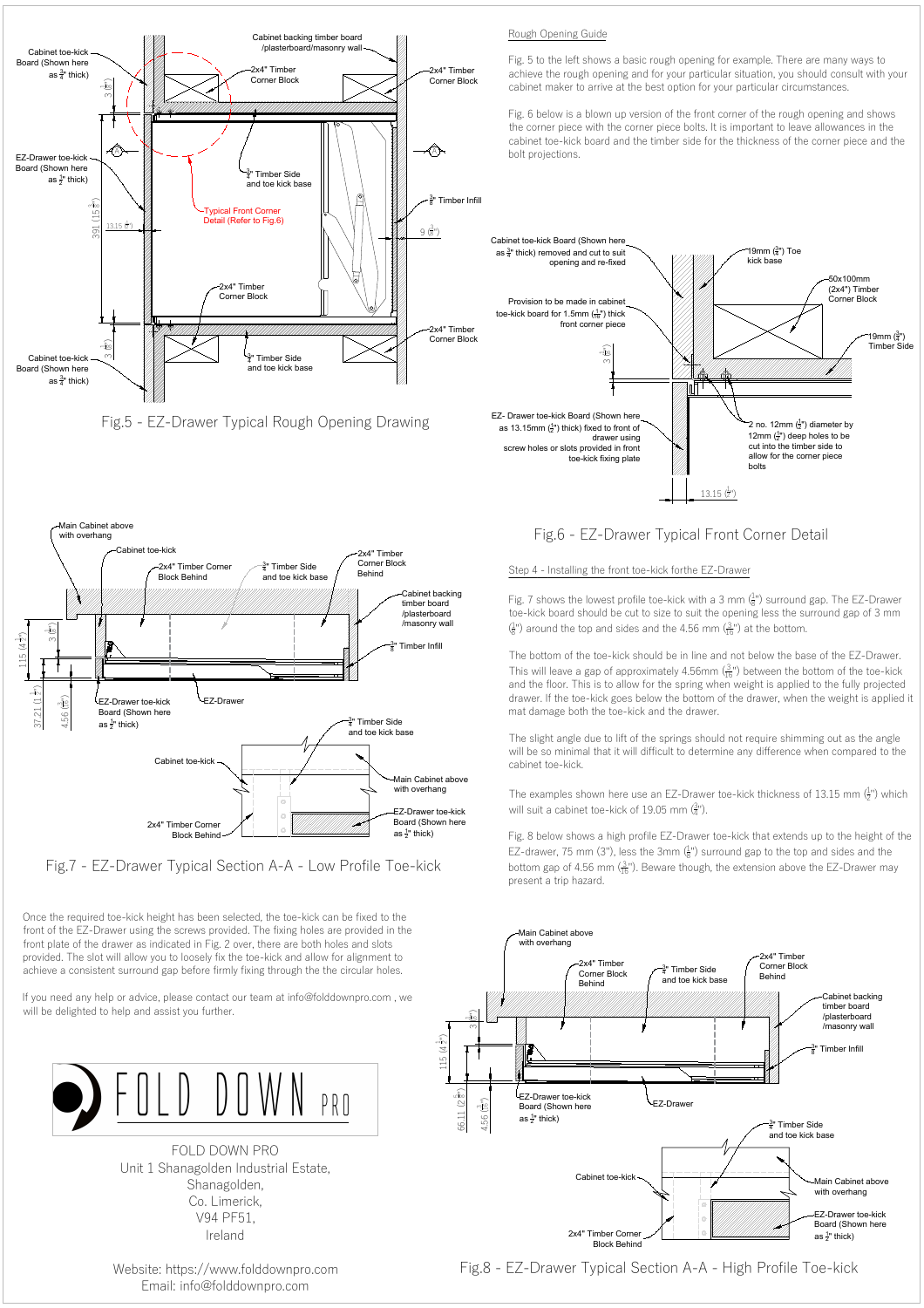Cabinet backing timber board /plasterboard/masonry wall

Cabinet toe-kick Board (Shown here as $\frac{3}{4}$" thick)

2x4" Timber Corner Block

2x4" Timber Corner Block

EZ-Drawer toe-kick Board (Shown here as $\frac{1}{2}$" thick)

$\frac{3}{4}$" Timber Side and toe kick base

$\frac{3}{8}$" Timber Infill

Typical Front Corner Detail (Refer to Fig.6)

391 (15 $\frac{3}{8}$")

13.15 ($\frac{1}{2}$")

9 ($\frac{3}{8}$")

3 ($\frac{1}{8}$")

2x4" Timber Corner Block

2x4" Timber Corner Block

Cabinet toe-kick Board (Shown here as $\frac{3}{4}$" thick)

$\frac{3}{4}$" Timber Side and toe kick base

Fig.5 - EZ-Drawer Typical Rough Opening Drawing

## Rough Opening Guide

Fig. 5 to the left shows a basic rough opening for example. There are many ways to achieve the rough opening and for your particular situation, you should consult with your cabinet maker to arrive at the best option for your particular circumstances.

Fig. 6 below is a blown up version of the front corner of the rough opening and shows the corner piece with the corner piece bolts. It is important to leave allowances in the cabinet toe-kick board and the timber side for the thickness of the corner piece and the bolt projections.

Cabinet toe-kick Board (Shown here as $\frac{3}{4}$" thick) removed and cut to suit opening and re-fixed

19mm ($\frac{3}{4}$") Toe kick base

50x100mm (2x4") Timber Corner Block

19mm ($\frac{3}{4}$") Timber Side

Provision to be made in cabinet toe-kick board for 1.5mm ($\frac{1}{16}$") thick front corner piece

3 ($\frac{1}{8}$")

EZ- Drawer toe-kick Board (Shown here as 13.15mm ($\frac{1}{2}$") thick) fixed to front of drawer using screw holes or slots provided in front toe-kick fixing plate

2 no. 12mm ($\frac{1}{2}$") diameter by 12mm ($\frac{1}{2}$") deep holes to be cut into the timber side to allow for the corner piece bolts

13.15 ($\frac{1}{2}$")

Fig.6 - EZ-Drawer Typical Front Corner Detail

Main Cabinet above with overhang

Cabinet toe-kick

2x4" Timber Corner Block Behind

$\frac{3}{4}$" Timber Side and toe kick base

2x4" Timber Corner Block Behind

Cabinet backing timber board /plasterboard /masonry wall

$\frac{3}{8}$" Timber Infill

115 (4 $\frac{1}{2}$")

3 ($\frac{1}{8}$")

37.21 (1 $\frac{1}{2}$")

4.56 ($\frac{3}{16}$")

EZ-Drawer toe-kick Board (Shown here as $\frac{1}{2}$" thick)

EZ-Drawer

$\frac{3}{4}$" Timber Side and toe kick base

Cabinet toe-kick

Main Cabinet above with overhang

EZ-Drawer toe-kick Board (Shown here as $\frac{1}{2}$" thick)

2x4" Timber Corner Block Behind

Fig.7 - EZ-Drawer Typical Section A-A - Low Profile Toe-kick

## Step 4 - Installing the front toe-kick forthe EZ-Drawer

Fig. 7 shows the lowest profile toe-kick with a 3 mm ($\frac{1}{8}$") surround gap. The EZ-Drawer toe-kick board should be cut to size to suit the opening less the surround gap of 3 mm ($\frac{1}{8}$") around the top and sides and the 4.56 mm ($\frac{3}{16}$") at the bottom.

The bottom of the toe-kick should be in line and not below the base of the EZ-Drawer. This will leave a gap of approximately 4.56mm ($\frac{3}{16}$") between the bottom of the toe-kick and the floor. This is to allow for the spring when weight is applied to the fully projected drawer. If the toe-kick goes below the bottom of the drawer, when the weight is applied it mat damage both the toe-kick and the drawer.

The slight angle due to lift of the springs should not require shimming out as the angle will be so minimal that it will difficult to determine any difference when compared to the cabinet toe-kick.

The examples shown here use an EZ-Drawer toe-kick thickness of 13.15 mm ($\frac{1}{2}$") which will suit a cabinet toe-kick of 19.05 mm ($\frac{3}{4}$").

Fig. 8 below shows a high profile EZ-Drawer toe-kick that extends up to the height of the EZ-drawer, 75 mm (3"), less the 3mm ($\frac{1}{8}$") surround gap to the top and sides and the bottom gap of 4.56 mm ($\frac{3}{16}$"). Beware though, the extension above the EZ-Drawer may present a trip hazard.

Once the required toe-kick height has been selected, the toe-kick can be fixed to the front of the EZ-Drawer using the screws provided. The fixing holes are provided in the front plate of the drawer as indicated in Fig. 2 over, there are both holes and slots provided. The slot will allow you to loosely fix the toe-kick and allow for alignment to achieve a consistent surround gap before firmly fixing through the the circular holes.

If you need any help or advice, please contact our team at info@folddownpro.com , we will be delighted to help and assist you further.

FOLD DOWN PRO

FOLD DOWN PRO
Unit 1 Shanagolden Industrial Estate,
Shanagolden,
Co. Limerick,
V94 PF51,
Ireland

Website: https://www.folddownpro.com
Email: info@folddownpro.com

Main Cabinet above with overhang

2x4" Timber Corner Block Behind

$\frac{3}{4}$" Timber Side and toe kick base

2x4" Timber Corner Block Behind

Cabinet backing timber board /plasterboard /masonry wall

$\frac{3}{8}$" Timber Infill

115 (4 $\frac{1}{2}$")

3 ($\frac{1}{8}$")

66.11 (2 $\frac{5}{8}$")

4.56 ($\frac{3}{16}$")

EZ-Drawer toe-kick Board (Shown here as $\frac{1}{2}$" thick)

EZ-Drawer

$\frac{3}{4}$" Timber Side and toe kick base

Cabinet toe-kick

Main Cabinet above with overhang

EZ-Drawer toe-kick Board (Shown here as $\frac{1}{2}$" thick)

2x4" Timber Corner Block Behind

Fig.8 - EZ-Drawer Typical Section A-A - High Profile Toe-kick